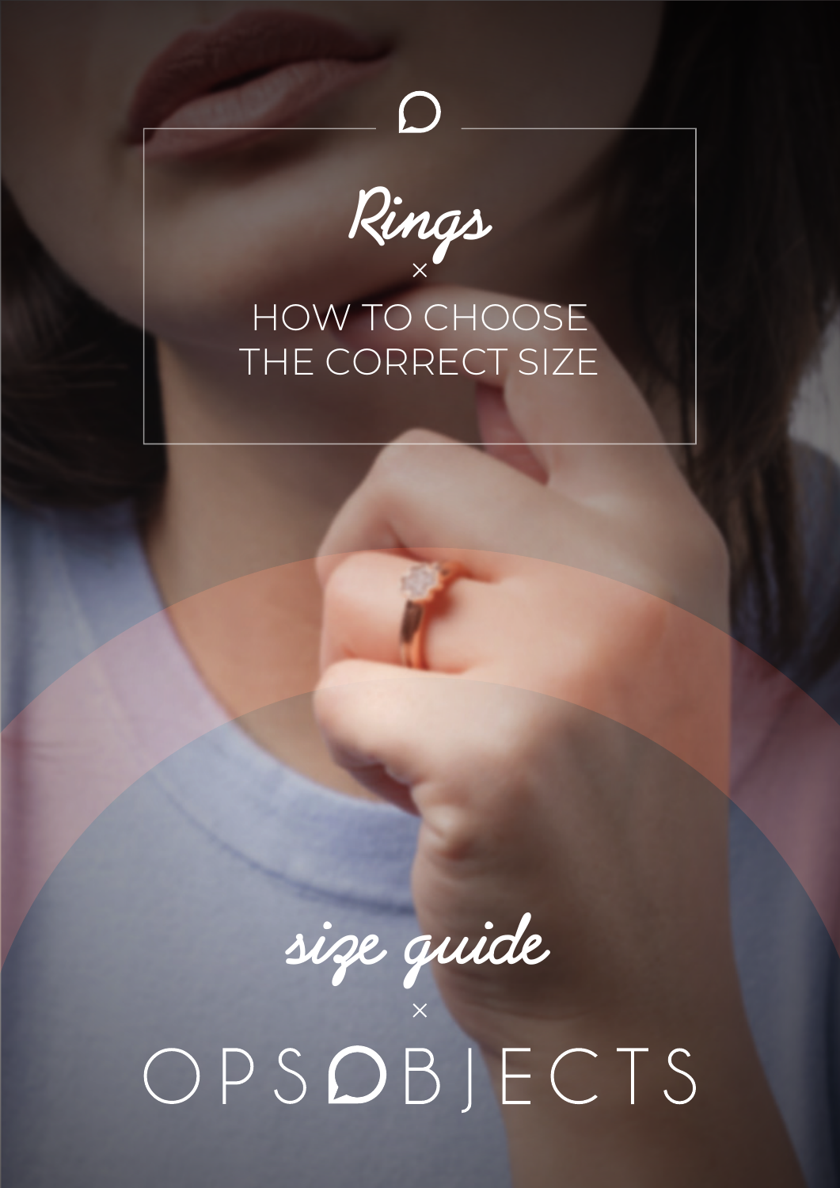# Rings

×

## HOW TO CHOOSE THE CORRECT SIZE

*size guide*

×

OPSOBJECTS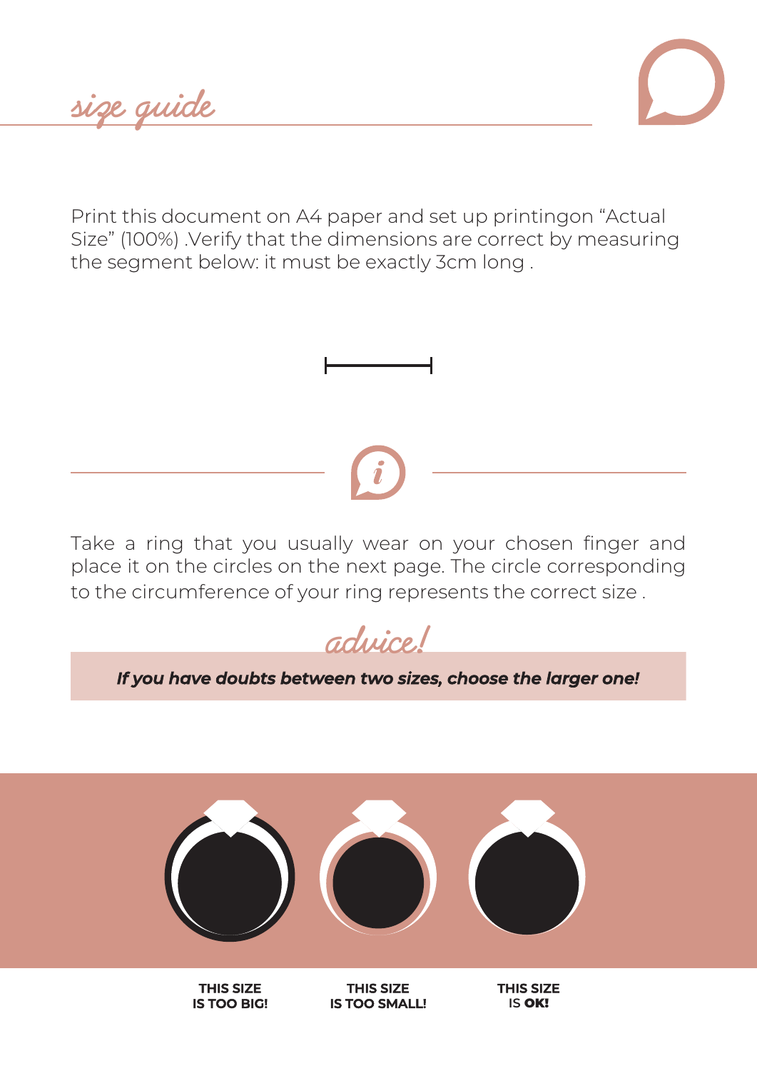# size guide

Print this document on A4 paper and set up printingon “Actual Size” (100%) .Verify that the dimensions are correct by measuring the segment below: it must be exactly 3cm long .

Take a ring that you usually wear on your chosen finger and place it on the circles on the next page. The circle corresponding to the circumference of your ring represents the correct size .

## advice!

***If you have doubts between two sizes, choose the larger one!***

**THIS SIZE IS TOO BIG!**

**THIS SIZE IS TOO SMALL!**

**THIS SIZE** IS **OK!**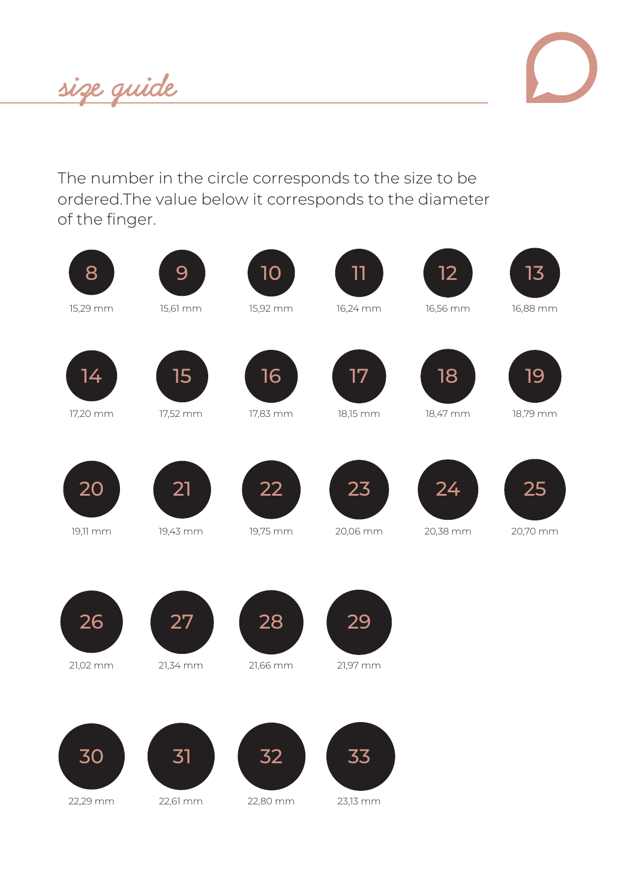# size guide

The number in the circle corresponds to the size to be ordered.The value below it corresponds to the diameter of the finger.

| | | | | | |
|---|---|---|---|---|---|
| 8 | 9 | 10 | 11 | 12 | 13 |
| 15,29 mm | 15,61 mm | 15,92 mm | 16,24 mm | 16,56 mm | 16,88 mm |
| 14 | 15 | 16 | 17 | 18 | 19 |
| 17,20 mm | 17,52 mm | 17,83 mm | 18,15 mm | 18,47 mm | 18,79 mm |
| 20 | 21 | 22 | 23 | 24 | 25 |
| 19,11 mm | 19,43 mm | 19,75 mm | 20,06 mm | 20,38 mm | 20,70 mm |
| 26 | 27 | 28 | 29 | | |
| 21,02 mm | 21,34 mm | 21,66 mm | 21,97 mm | | |
| 30 | 31 | 32 | 33 | | |
| 22,29 mm | 22,61 mm | 22,80 mm | 23,13 mm | | |